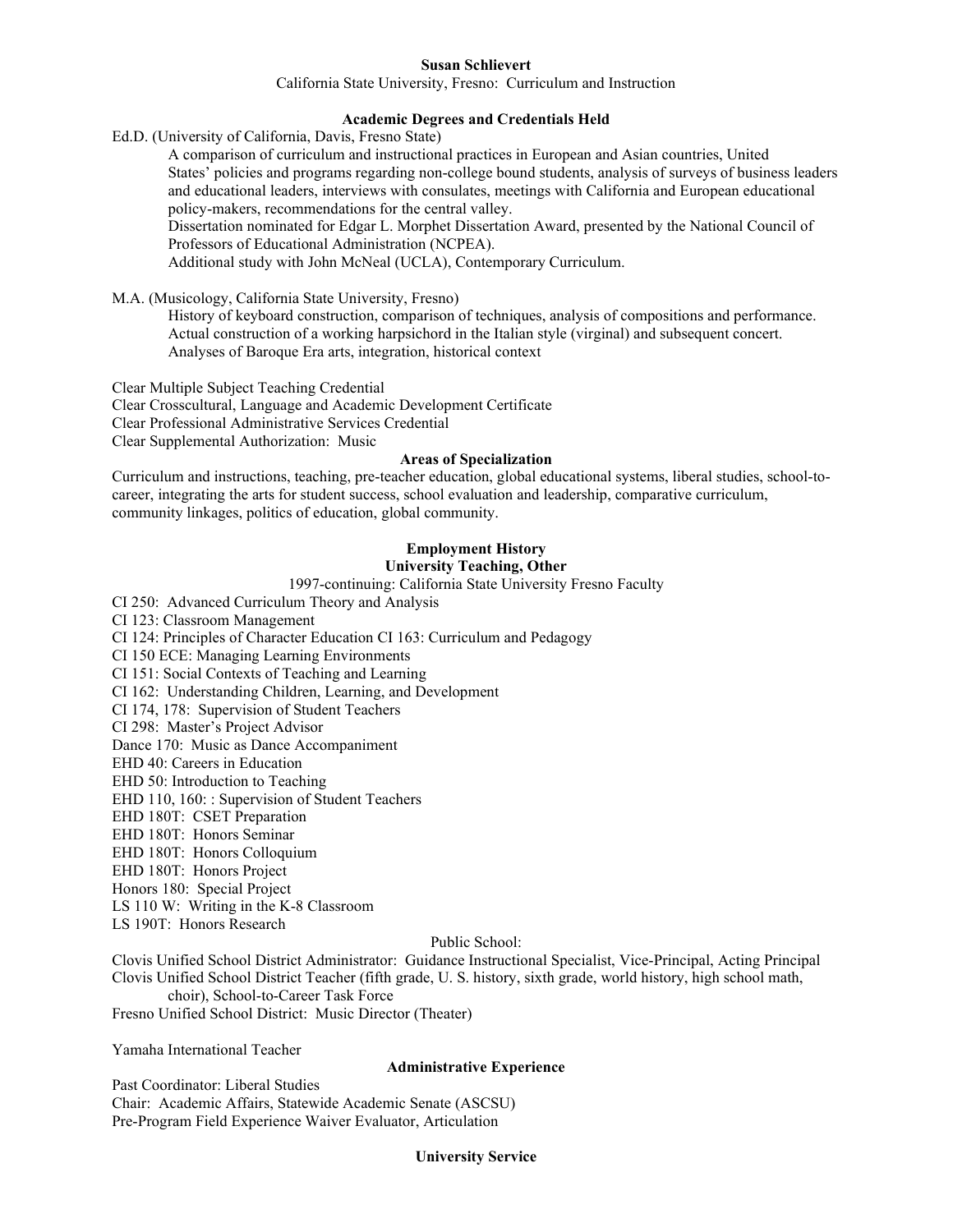# Susan Schlievert

California State University, Fresno: Curriculum and Instruction

## Academic Degrees and Credentials Held

Ed.D. (University of California, Davis, Fresno State)

A comparison of curriculum and instructional practices in European and Asian countries, United States' policies and programs regarding non-college bound students, analysis of surveys of business leaders and educational leaders, interviews with consulates, meetings with California and European educational policy-makers, recommendations for the central valley.

Dissertation nominated for Edgar L. Morphet Dissertation Award, presented by the National Council of Professors of Educational Administration (NCPEA).

Additional study with John McNeal (UCLA), Contemporary Curriculum.

M.A. (Musicology, California State University, Fresno)

History of keyboard construction, comparison of techniques, analysis of compositions and performance.
Actual construction of a working harpsichord in the Italian style (virginal) and subsequent concert.
Analyses of Baroque Era arts, integration, historical context

Clear Multiple Subject Teaching Credential
Clear Crosscultural, Language and Academic Development Certificate
Clear Professional Administrative Services Credential
Clear Supplemental Authorization: Music

## Areas of Specialization

Curriculum and instructions, teaching, pre-teacher education, global educational systems, liberal studies, school-to-career, integrating the arts for student success, school evaluation and leadership, comparative curriculum, community linkages, politics of education, global community.

## Employment History

### University Teaching, Other

1997-continuing: California State University Fresno Faculty

CI 250: Advanced Curriculum Theory and Analysis
CI 123: Classroom Management
CI 124: Principles of Character Education CI 163: Curriculum and Pedagogy
CI 150 ECE: Managing Learning Environments
CI 151: Social Contexts of Teaching and Learning
CI 162: Understanding Children, Learning, and Development
CI 174, 178: Supervision of Student Teachers
CI 298: Master's Project Advisor
Dance 170: Music as Dance Accompaniment
EHD 40: Careers in Education
EHD 50: Introduction to Teaching
EHD 110, 160: : Supervision of Student Teachers
EHD 180T: CSET Preparation
EHD 180T: Honors Seminar
EHD 180T: Honors Colloquium
EHD 180T: Honors Project
Honors 180: Special Project
LS 110 W: Writing in the K-8 Classroom
LS 190T: Honors Research

Public School:

Clovis Unified School District Administrator: Guidance Instructional Specialist, Vice-Principal, Acting Principal
Clovis Unified School District Teacher (fifth grade, U. S. history, sixth grade, world history, high school math, choir), School-to-Career Task Force
Fresno Unified School District: Music Director (Theater)

Yamaha International Teacher

## Administrative Experience

Past Coordinator: Liberal Studies
Chair: Academic Affairs, Statewide Academic Senate (ASCSU)
Pre-Program Field Experience Waiver Evaluator, Articulation

## University Service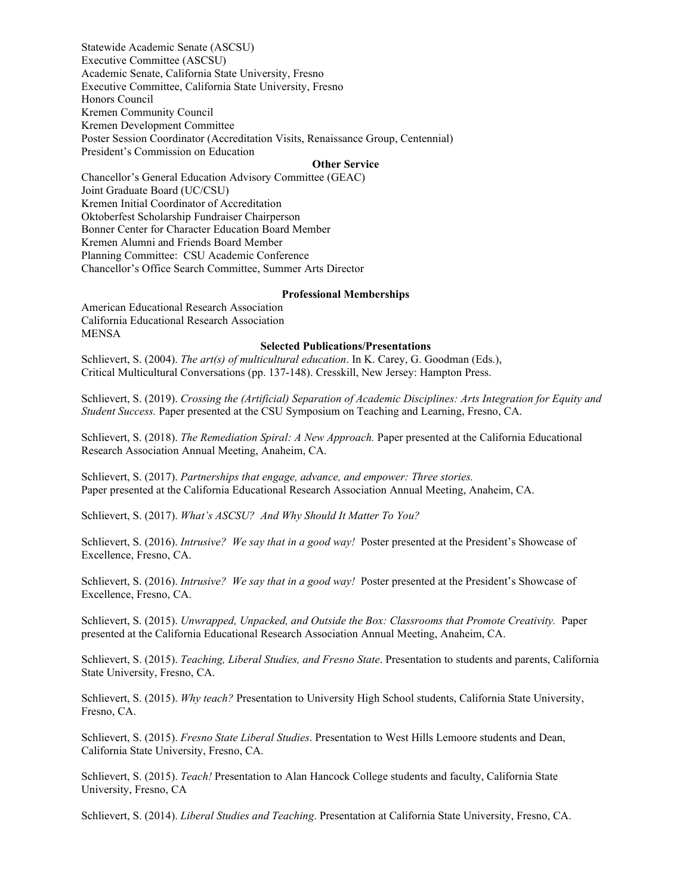Statewide Academic Senate (ASCSU)
Executive Committee (ASCSU)
Academic Senate, California State University, Fresno
Executive Committee, California State University, Fresno
Honors Council
Kremen Community Council
Kremen Development Committee
Poster Session Coordinator (Accreditation Visits, Renaissance Group, Centennial)
President's Commission on Education

**Other Service**

Chancellor's General Education Advisory Committee (GEAC)
Joint Graduate Board (UC/CSU)
Kremen Initial Coordinator of Accreditation
Oktoberfest Scholarship Fundraiser Chairperson
Bonner Center for Character Education Board Member
Kremen Alumni and Friends Board Member
Planning Committee: CSU Academic Conference
Chancellor's Office Search Committee, Summer Arts Director

**Professional Memberships**

American Educational Research Association
California Educational Research Association
MENSA

**Selected Publications/Presentations**

Schlievert, S. (2004). *The art(s) of multicultural education*. In K. Carey, G. Goodman (Eds.), Critical Multicultural Conversations (pp. 137-148). Cresskill, New Jersey: Hampton Press.

Schlievert, S. (2019). *Crossing the (Artificial) Separation of Academic Disciplines: Arts Integration for Equity and Student Success.* Paper presented at the CSU Symposium on Teaching and Learning, Fresno, CA.

Schlievert, S. (2018). *The Remediation Spiral: A New Approach.* Paper presented at the California Educational Research Association Annual Meeting, Anaheim, CA.

Schlievert, S. (2017). *Partnerships that engage, advance, and empower: Three stories.* Paper presented at the California Educational Research Association Annual Meeting, Anaheim, CA.

Schlievert, S. (2017). *What's ASCSU? And Why Should It Matter To You?*

Schlievert, S. (2016). *Intrusive? We say that in a good way!* Poster presented at the President's Showcase of Excellence, Fresno, CA.

Schlievert, S. (2016). *Intrusive? We say that in a good way!* Poster presented at the President's Showcase of Excellence, Fresno, CA.

Schlievert, S. (2015). *Unwrapped, Unpacked, and Outside the Box: Classrooms that Promote Creativity.* Paper presented at the California Educational Research Association Annual Meeting, Anaheim, CA.

Schlievert, S. (2015). *Teaching, Liberal Studies, and Fresno State*. Presentation to students and parents, California State University, Fresno, CA.

Schlievert, S. (2015). *Why teach?* Presentation to University High School students, California State University, Fresno, CA.

Schlievert, S. (2015). *Fresno State Liberal Studies*. Presentation to West Hills Lemoore students and Dean, California State University, Fresno, CA.

Schlievert, S. (2015). *Teach!* Presentation to Alan Hancock College students and faculty, California State University, Fresno, CA

Schlievert, S. (2014). *Liberal Studies and Teaching*. Presentation at California State University, Fresno, CA.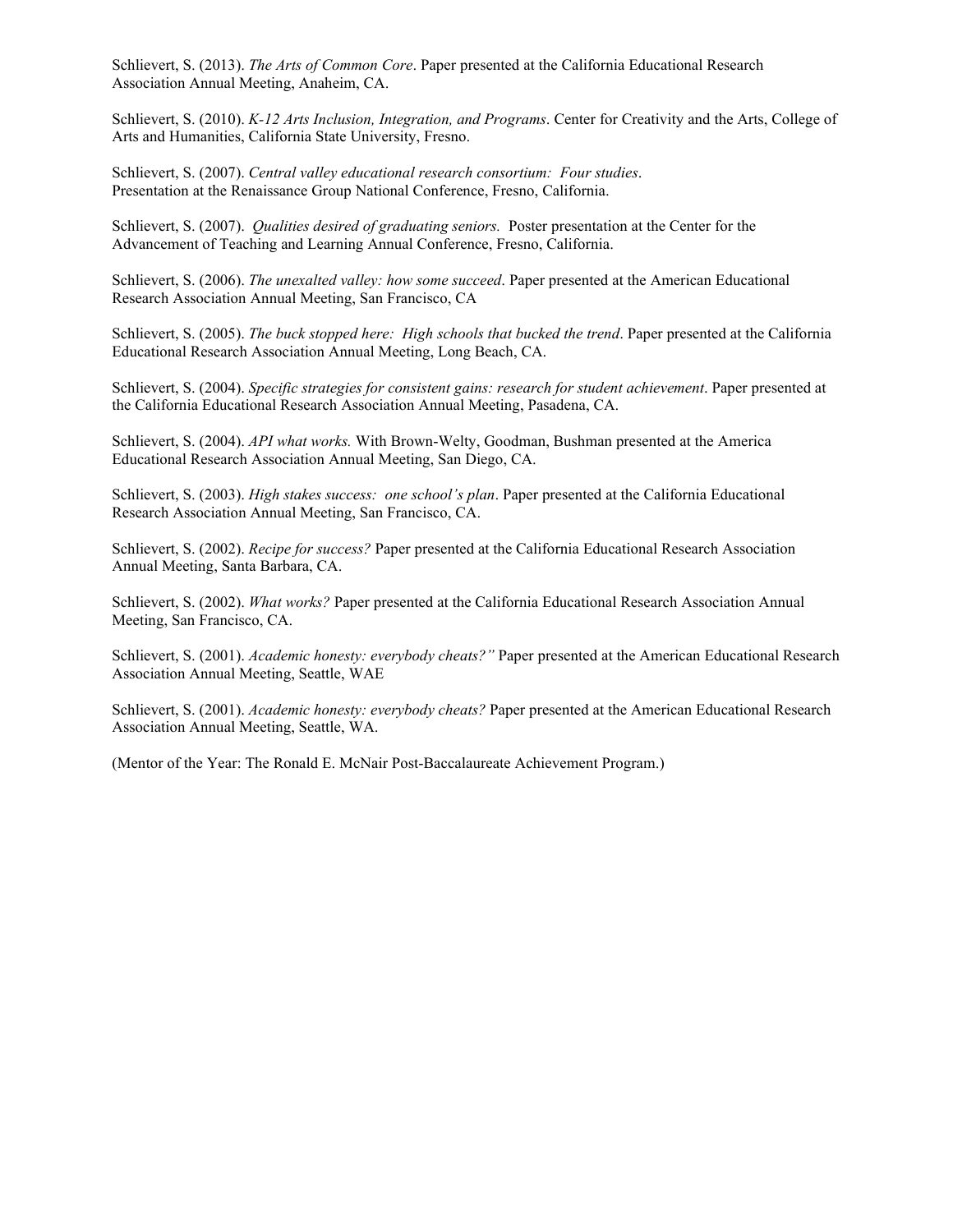Schlievert, S. (2013). *The Arts of Common Core*. Paper presented at the California Educational Research Association Annual Meeting, Anaheim, CA.

Schlievert, S. (2010). *K-12 Arts Inclusion, Integration, and Programs*. Center for Creativity and the Arts, College of Arts and Humanities, California State University, Fresno.

Schlievert, S. (2007). *Central valley educational research consortium: Four studies*. Presentation at the Renaissance Group National Conference, Fresno, California.

Schlievert, S. (2007). *Qualities desired of graduating seniors.* Poster presentation at the Center for the Advancement of Teaching and Learning Annual Conference, Fresno, California.

Schlievert, S. (2006). *The unexalted valley: how some succeed*. Paper presented at the American Educational Research Association Annual Meeting, San Francisco, CA

Schlievert, S. (2005). *The buck stopped here: High schools that bucked the trend*. Paper presented at the California Educational Research Association Annual Meeting, Long Beach, CA.

Schlievert, S. (2004). *Specific strategies for consistent gains: research for student achievement*. Paper presented at the California Educational Research Association Annual Meeting, Pasadena, CA.

Schlievert, S. (2004). *API what works.* With Brown-Welty, Goodman, Bushman presented at the America Educational Research Association Annual Meeting, San Diego, CA.

Schlievert, S. (2003). *High stakes success: one school's plan*. Paper presented at the California Educational Research Association Annual Meeting, San Francisco, CA.

Schlievert, S. (2002). *Recipe for success?* Paper presented at the California Educational Research Association Annual Meeting, Santa Barbara, CA.

Schlievert, S. (2002). *What works?* Paper presented at the California Educational Research Association Annual Meeting, San Francisco, CA.

Schlievert, S. (2001). *Academic honesty: everybody cheats?"* Paper presented at the American Educational Research Association Annual Meeting, Seattle, WAE

Schlievert, S. (2001). *Academic honesty: everybody cheats?* Paper presented at the American Educational Research Association Annual Meeting, Seattle, WA.

(Mentor of the Year: The Ronald E. McNair Post-Baccalaureate Achievement Program.)